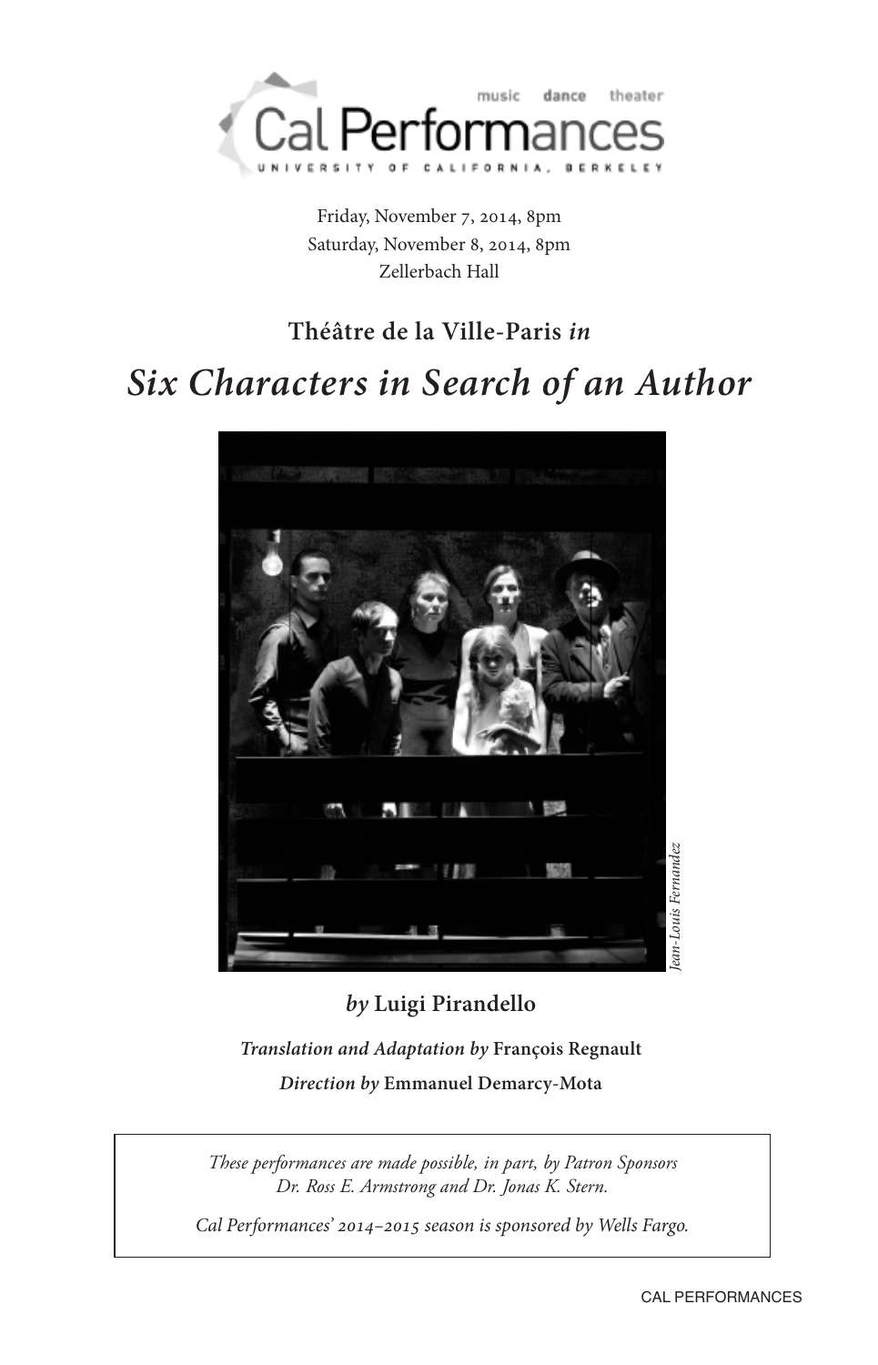music dance theater

Cal Performances

UNIVERSITY OF CALIFORNIA, BERKELEY

Friday, November 7, 2014, 8pm
Saturday, November 8, 2014, 8pm
Zellerbach Hall

**Théâtre de la Ville-Paris** ***in***

# *Six Characters in Search of an Author*

*Jean-Louis Fernandez*

***by*** **Luigi Pirandello**

***Translation and Adaptation by*** **François Regnault**

***Direction by*** **Emmanuel Demarcy-Mota**

*These performances are made possible, in part, by Patron Sponsors Dr. Ross E. Armstrong and Dr. Jonas K. Stern.*

*Cal Performances' 2014–2015 season is sponsored by Wells Fargo.*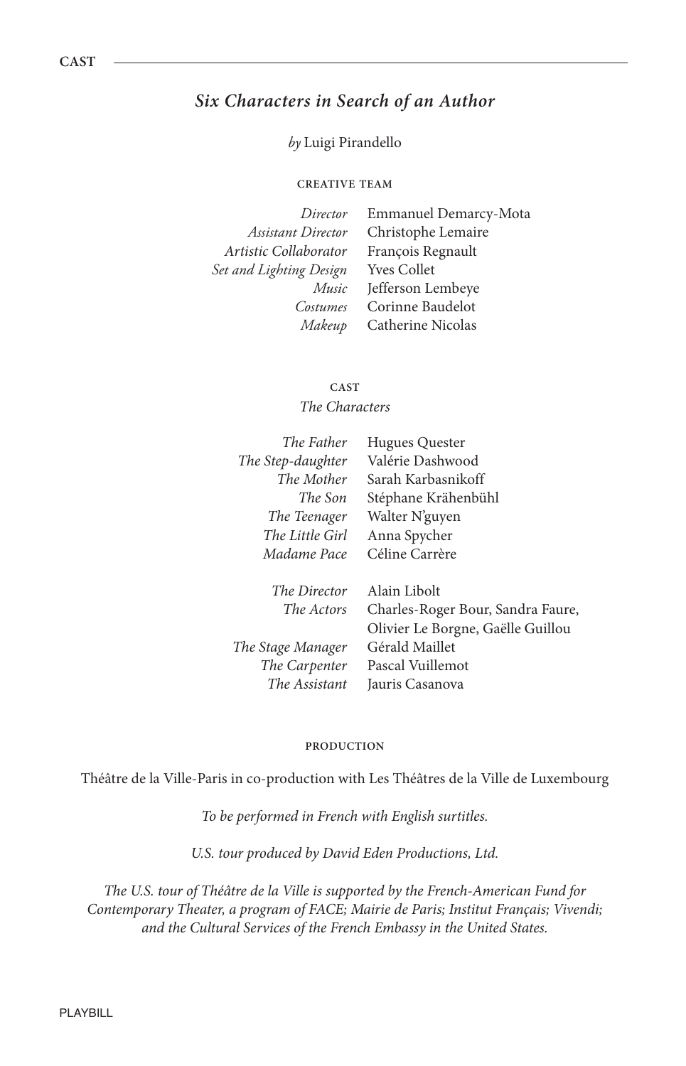# *Six Characters in Search of an Author*

*by* Luigi Pirandello

## CREATIVE TEAM

| | |
|---|---|
| *Director* | Emmanuel Demarcy-Mota |
| *Assistant Director* | Christophe Lemaire |
| *Artistic Collaborator* | François Regnault |
| *Set and Lighting Design* | Yves Collet |
| *Music* | Jefferson Lembeye |
| *Costumes* | Corinne Baudelot |
| *Makeup* | Catherine Nicolas |

## CAST

*The Characters*

| | |
|---|---|
| *The Father* | Hugues Quester |
| *The Step-daughter* | Valérie Dashwood |
| *The Mother* | Sarah Karbasnikoff |
| *The Son* | Stéphane Krähenbühl |
| *The Teenager* | Walter N'guyen |
| *The Little Girl* | Anna Spycher |
| *Madame Pace* | Céline Carrère |
| | |
| *The Director* | Alain Libolt |
| *The Actors* | Charles-Roger Bour, Sandra Faure, Olivier Le Borgne, Gaëlle Guillou |
| *The Stage Manager* | Gérald Maillet |
| *The Carpenter* | Pascal Vuillemot |
| *The Assistant* | Jauris Casanova |

## PRODUCTION

Théâtre de la Ville-Paris in co-production with Les Théâtres de la Ville de Luxembourg

*To be performed in French with English surtitles.*

*U.S. tour produced by David Eden Productions, Ltd.*

*The U.S. tour of Théâtre de la Ville is supported by the French-American Fund for Contemporary Theater, a program of FACE; Mairie de Paris; Institut Français; Vivendi; and the Cultural Services of the French Embassy in the United States.*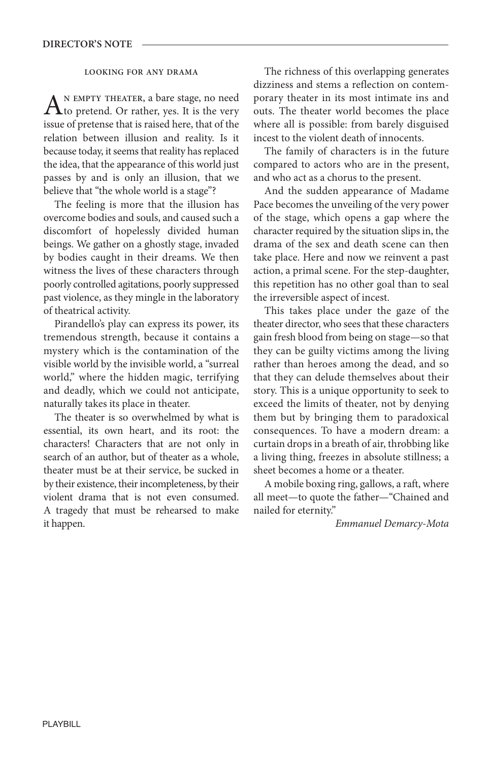## DIRECTOR'S NOTE

### LOOKING FOR ANY DRAMA

AN EMPTY THEATER, a bare stage, no need to pretend. Or rather, yes. It is the very issue of pretense that is raised here, that of the relation between illusion and reality. Is it because today, it seems that reality has replaced the idea, that the appearance of this world just passes by and is only an illusion, that we believe that "the whole world is a stage"?

The feeling is more that the illusion has overcome bodies and souls, and caused such a discomfort of hopelessly divided human beings. We gather on a ghostly stage, invaded by bodies caught in their dreams. We then witness the lives of these characters through poorly controlled agitations, poorly suppressed past violence, as they mingle in the laboratory of theatrical activity.

Pirandello's play can express its power, its tremendous strength, because it contains a mystery which is the contamination of the visible world by the invisible world, a "surreal world," where the hidden magic, terrifying and deadly, which we could not anticipate, naturally takes its place in theater.

The theater is so overwhelmed by what is essential, its own heart, and its root: the characters! Characters that are not only in search of an author, but of theater as a whole, theater must be at their service, be sucked in by their existence, their incompleteness, by their violent drama that is not even consumed. A tragedy that must be rehearsed to make it happen.

The richness of this overlapping generates dizziness and stems a reflection on contemporary theater in its most intimate ins and outs. The theater world becomes the place where all is possible: from barely disguised incest to the violent death of innocents.

The family of characters is in the future compared to actors who are in the present, and who act as a chorus to the present.

And the sudden appearance of Madame Pace becomes the unveiling of the very power of the stage, which opens a gap where the character required by the situation slips in, the drama of the sex and death scene can then take place. Here and now we reinvent a past action, a primal scene. For the step-daughter, this repetition has no other goal than to seal the irreversible aspect of incest.

This takes place under the gaze of the theater director, who sees that these characters gain fresh blood from being on stage—so that they can be guilty victims among the living rather than heroes among the dead, and so that they can delude themselves about their story. This is a unique opportunity to seek to exceed the limits of theater, not by denying them but by bringing them to paradoxical consequences. To have a modern dream: a curtain drops in a breath of air, throbbing like a living thing, freezes in absolute stillness; a sheet becomes a home or a theater.

A mobile boxing ring, gallows, a raft, where all meet—to quote the father—"Chained and nailed for eternity."

*Emmanuel Demarcy-Mota*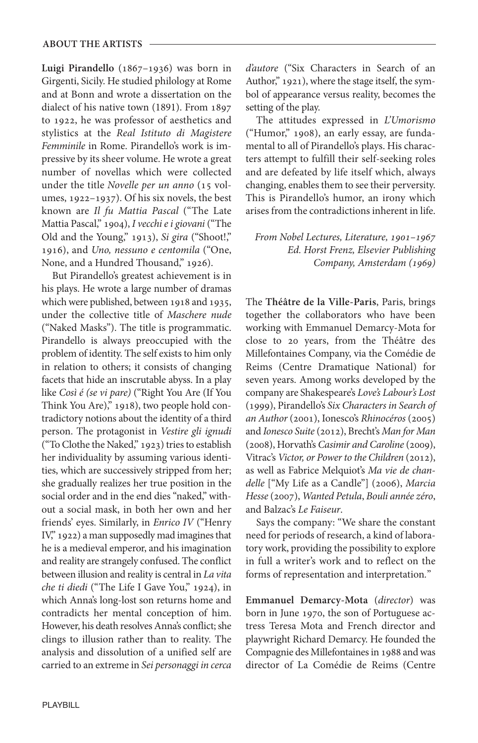## ABOUT THE ARTISTS

**Luigi Pirandello** (1867–1936) was born in Girgenti, Sicily. He studied philology at Rome and at Bonn and wrote a dissertation on the dialect of his native town (1891). From 1897 to 1922, he was professor of aesthetics and stylistics at the *Real Istituto di Magistere Femminile* in Rome. Pirandello's work is impressive by its sheer volume. He wrote a great number of novellas which were collected under the title *Novelle per un anno* (15 volumes, 1922–1937). Of his six novels, the best known are *Il fu Mattia Pascal* ("The Late Mattia Pascal," 1904), *I vecchi e i giovani* ("The Old and the Young," 1913), *Si gira* ("Shoot!," 1916), and *Uno, nessuno e centomila* ("One, None, and a Hundred Thousand," 1926).

But Pirandello's greatest achievement is in his plays. He wrote a large number of dramas which were published, between 1918 and 1935, under the collective title of *Maschere nude* ("Naked Masks"). The title is programmatic. Pirandello is always preoccupied with the problem of identity. The self exists to him only in relation to others; it consists of changing facets that hide an inscrutable abyss. In a play like *Così é (se vi pare)* ("Right You Are (If You Think You Are)," 1918), two people hold contradictory notions about the identity of a third person. The protagonist in *Vestire gli ignudi* ("To Clothe the Naked," 1923) tries to establish her individuality by assuming various identities, which are successively stripped from her; she gradually realizes her true position in the social order and in the end dies "naked," without a social mask, in both her own and her friends' eyes. Similarly, in *Enrico IV* ("Henry IV," 1922) a man supposedly mad imagines that he is a medieval emperor, and his imagination and reality are strangely confused. The conflict between illusion and reality is central in *La vita che ti diedi* ("The Life I Gave You," 1924), in which Anna's long-lost son returns home and contradicts her mental conception of him. However, his death resolves Anna's conflict; she clings to illusion rather than to reality. The analysis and dissolution of a unified self are carried to an extreme in *Sei personaggi in cerca d'autore* ("Six Characters in Search of an Author," 1921), where the stage itself, the symbol of appearance versus reality, becomes the setting of the play.

The attitudes expressed in *L'Umorismo* ("Humor," 1908), an early essay, are fundamental to all of Pirandello's plays. His characters attempt to fulfill their self-seeking roles and are defeated by life itself which, always changing, enables them to see their perversity. This is Pirandello's humor, an irony which arises from the contradictions inherent in life.

*From Nobel Lectures, Literature, 1901–1967*
*Ed. Horst Frenz, Elsevier Publishing Company, Amsterdam (1969)*

The **Théâtre de la Ville-Paris**, Paris, brings together the collaborators who have been working with Emmanuel Demarcy-Mota for close to 20 years, from the Théâtre des Millefontaines Company, via the Comédie de Reims (Centre Dramatique National) for seven years. Among works developed by the company are Shakespeare's *Love's Labour's Lost* (1999), Pirandello's *Six Characters in Search of an Author* (2001), Ionesco's *Rhinocéros* (2005) and *Ionesco Suite* (2012), Brecht's *Man for Man* (2008), Horvath's *Casimir and Caroline* (2009), Vitrac's *Victor, or Power to the Children* (2012), as well as Fabrice Melquiot's *Ma vie de chandelle* ["My Life as a Candle"] (2006), *Marcia Hesse* (2007), *Wanted Petula*, *Bouli année zéro*, and Balzac's *Le Faiseur*.

Says the company: "We share the constant need for periods of research, a kind of laboratory work, providing the possibility to explore in full a writer's work and to reflect on the forms of representation and interpretation."

**Emmanuel Demarcy-Mota** (*director*) was born in June 1970, the son of Portuguese actress Teresa Mota and French director and playwright Richard Demarcy. He founded the Compagnie des Millefontaines in 1988 and was director of La Comédie de Reims (Centre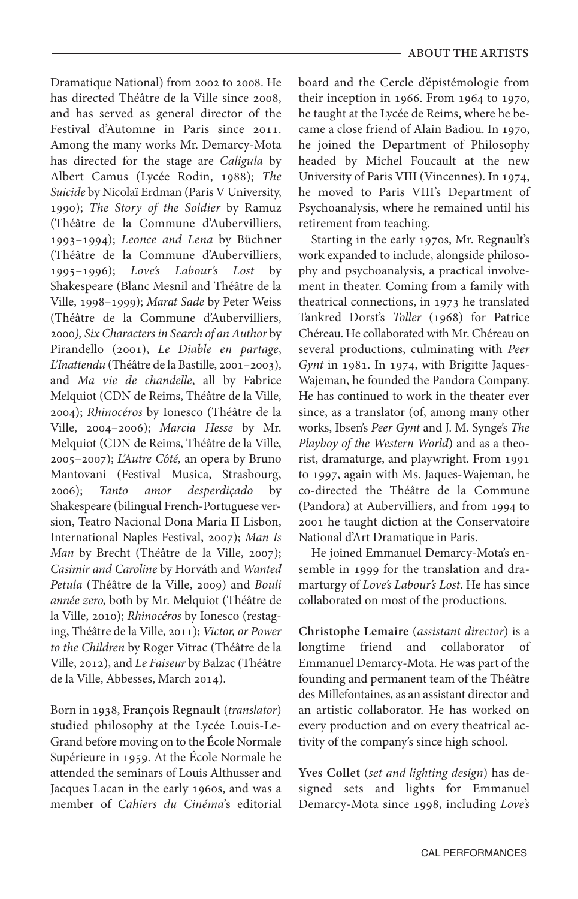Dramatique National) from 2002 to 2008. He has directed Théâtre de la Ville since 2008, and has served as general director of the Festival d'Automne in Paris since 2011. Among the many works Mr. Demarcy-Mota has directed for the stage are *Caligula* by Albert Camus (Lycée Rodin, 1988); *The Suicide* by Nicolaï Erdman (Paris V University, 1990); *The Story of the Soldier* by Ramuz (Théâtre de la Commune d'Aubervilliers, 1993–1994); *Leonce and Lena* by Büchner (Théâtre de la Commune d'Aubervilliers, 1995–1996); *Love's Labour's Lost* by Shakespeare (Blanc Mesnil and Théâtre de la Ville, 1998–1999); *Marat Sade* by Peter Weiss (Théâtre de la Commune d'Aubervilliers, 2000*), Six Characters in Search of an Author* by Pirandello (2001), *Le Diable en partage*, *L'Inattendu* (Théâtre de la Bastille, 2001–2003), and *Ma vie de chandelle*, all by Fabrice Melquiot (CDN de Reims, Théâtre de la Ville, 2004); *Rhinocéros* by Ionesco (Théâtre de la Ville, 2004–2006); *Marcia Hesse* by Mr. Melquiot (CDN de Reims, Théâtre de la Ville, 2005–2007); *L'Autre Côté,* an opera by Bruno Mantovani (Festival Musica, Strasbourg, 2006); *Tanto amor desperdiçado* by Shakespeare (bilingual French-Portuguese version, Teatro Nacional Dona Maria II Lisbon, International Naples Festival, 2007); *Man Is Man* by Brecht (Théâtre de la Ville, 2007); *Casimir and Caroline* by Horváth and *Wanted Petula* (Théâtre de la Ville, 2009) and *Bouli année zero,* both by Mr. Melquiot (Théâtre de la Ville, 2010); *Rhinocéros* by Ionesco (restaging, Théâtre de la Ville, 2011); *Victor, or Power to the Children* by Roger Vitrac (Théâtre de la Ville, 2012), and *Le Faiseur* by Balzac (Théâtre de la Ville, Abbesses, March 2014).

Born in 1938, **François Regnault** (*translator*) studied philosophy at the Lycée Louis-Le-Grand before moving on to the École Normale Supérieure in 1959. At the École Normale he attended the seminars of Louis Althusser and Jacques Lacan in the early 1960s, and was a member of *Cahiers du Cinéma*'s editorial board and the Cercle d'épistémologie from their inception in 1966. From 1964 to 1970, he taught at the Lycée de Reims, where he became a close friend of Alain Badiou. In 1970, he joined the Department of Philosophy headed by Michel Foucault at the new University of Paris VIII (Vincennes). In 1974, he moved to Paris VIII's Department of Psychoanalysis, where he remained until his retirement from teaching.

Starting in the early 1970s, Mr. Regnault's work expanded to include, alongside philosophy and psychoanalysis, a practical involvement in theater. Coming from a family with theatrical connections, in 1973 he translated Tankred Dorst's *Toller* (1968) for Patrice Chéreau. He collaborated with Mr. Chéreau on several productions, culminating with *Peer Gynt* in 1981. In 1974, with Brigitte Jaques-Wajeman, he founded the Pandora Company. He has continued to work in the theater ever since, as a translator (of, among many other works, Ibsen's *Peer Gynt* and J. M. Synge's *The Playboy of the Western World*) and as a theorist, dramaturge, and playwright. From 1991 to 1997, again with Ms. Jaques-Wajeman, he co-directed the Théâtre de la Commune (Pandora) at Aubervilliers, and from 1994 to 2001 he taught diction at the Conservatoire National d'Art Dramatique in Paris.

He joined Emmanuel Demarcy-Mota's ensemble in 1999 for the translation and dramarturgy of *Love's Labour's Lost*. He has since collaborated on most of the productions.

**Christophe Lemaire** (*assistant director*) is a longtime friend and collaborator of Emmanuel Demarcy-Mota. He was part of the founding and permanent team of the Théâtre des Millefontaines, as an assistant director and an artistic collaborator. He has worked on every production and on every theatrical activity of the company's since high school.

**Yves Collet** (*set and lighting design*) has designed sets and lights for Emmanuel Demarcy-Mota since 1998, including *Love's*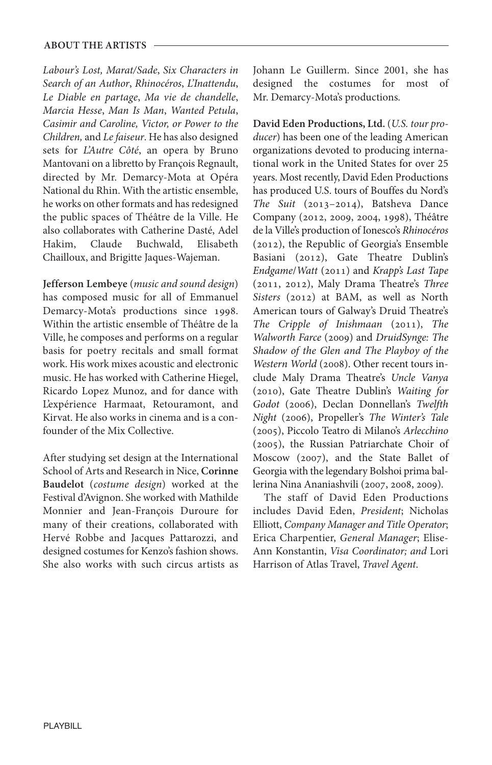*Labour's Lost, Marat/Sade*, *Six Characters in Search of an Author*, *Rhinocéros*, *L'Inattendu*, *Le Diable en partage*, *Ma vie de chandelle*, *Marcia Hesse*, *Man Is Man*, *Wanted Petula*, *Casimir and Caroline, Victor, or Power to the Children,* and *Le faiseur*. He has also designed sets for *L'Autre Côté*, an opera by Bruno Mantovani on a libretto by François Regnault, directed by Mr. Demarcy-Mota at Opéra National du Rhin. With the artistic ensemble, he works on other formats and has redesigned the public spaces of Théâtre de la Ville. He also collaborates with Catherine Dasté, Adel Hakim, Claude Buchwald, Elisabeth Chailloux, and Brigitte Jaques-Wajeman.

**Jefferson Lembeye** (*music and sound design*) has composed music for all of Emmanuel Demarcy-Mota's productions since 1998. Within the artistic ensemble of Théâtre de la Ville, he composes and performs on a regular basis for poetry recitals and small format work. His work mixes acoustic and electronic music. He has worked with Catherine Hiegel, Ricardo Lopez Munoz, and for dance with L'expérience Harmaat, Retouramont, and Kirvat. He also works in cinema and is a confounder of the Mix Collective.

After studying set design at the International School of Arts and Research in Nice, **Corinne Baudelot** (*costume design*) worked at the Festival d'Avignon. She worked with Mathilde Monnier and Jean-François Duroure for many of their creations, collaborated with Hervé Robbe and Jacques Pattarozzi, and designed costumes for Kenzo's fashion shows. She also works with such circus artists as Johann Le Guillerm. Since 2001, she has designed the costumes for most of Mr. Demarcy-Mota's productions.

**David Eden Productions, Ltd.** (*U.S. tour producer*) has been one of the leading American organizations devoted to producing international work in the United States for over 25 years. Most recently, David Eden Productions has produced U.S. tours of Bouffes du Nord's *The Suit* (2013–2014), Batsheva Dance Company (2012, 2009, 2004, 1998), Théâtre de la Ville's production of Ionesco's *Rhinocéros* (2012), the Republic of Georgia's Ensemble Basiani (2012), Gate Theatre Dublin's *Endgame/Watt* (2011) and *Krapp's Last Tape* (2011, 2012), Maly Drama Theatre's *Three Sisters* (2012) at BAM, as well as North American tours of Galway's Druid Theatre's *The Cripple of Inishmaan* (2011), *The Walworth Farce* (2009) and *DruidSynge: The Shadow of the Glen and The Playboy of the Western World* (2008). Other recent tours include Maly Drama Theatre's *Uncle Vanya* (2010), Gate Theatre Dublin's *Waiting for Godot* (2006), Declan Donnellan's *Twelfth Night* (2006), Propeller's *The Winter's Tale* (2005), Piccolo Teatro di Milano's *Arlecchino* (2005), the Russian Patriarchate Choir of Moscow (2007), and the State Ballet of Georgia with the legendary Bolshoi prima ballerina Nina Ananiashvili (2007, 2008, 2009).

The staff of David Eden Productions includes David Eden, *President*; Nicholas Elliott, *Company Manager and Title Operator*; Erica Charpentier, *General Manager*; Elise-Ann Konstantin, *Visa Coordinator; and* Lori Harrison of Atlas Travel, *Travel Agent*.